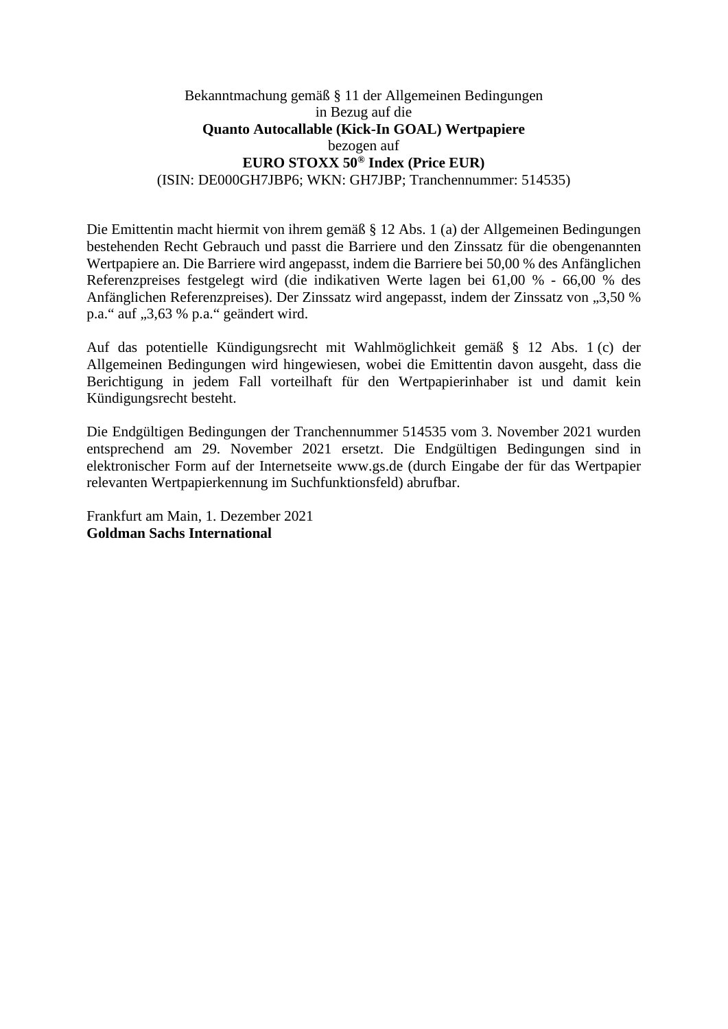Bekanntmachung gemäß § 11 der Allgemeinen Bedingungen
in Bezug auf die
**Quanto Autocallable (Kick-In GOAL) Wertpapiere**
bezogen auf
**EURO STOXX 50® Index (Price EUR)**
(ISIN: DE000GH7JBP6; WKN: GH7JBP; Tranchennummer: 514535)

Die Emittentin macht hiermit von ihrem gemäß § 12 Abs. 1 (a) der Allgemeinen Bedingungen bestehenden Recht Gebrauch und passt die Barriere und den Zinssatz für die obengenannten Wertpapiere an. Die Barriere wird angepasst, indem die Barriere bei 50,00 % des Anfänglichen Referenzpreises festgelegt wird (die indikativen Werte lagen bei 61,00 % - 66,00 % des Anfänglichen Referenzpreises). Der Zinssatz wird angepasst, indem der Zinssatz von „3,50 % p.a." auf „3,63 % p.a." geändert wird.

Auf das potentielle Kündigungsrecht mit Wahlmöglichkeit gemäß § 12 Abs. 1 (c) der Allgemeinen Bedingungen wird hingewiesen, wobei die Emittentin davon ausgeht, dass die Berichtigung in jedem Fall vorteilhaft für den Wertpapierinhaber ist und damit kein Kündigungsrecht besteht.

Die Endgültigen Bedingungen der Tranchennummer 514535 vom 3. November 2021 wurden entsprechend am 29. November 2021 ersetzt. Die Endgültigen Bedingungen sind in elektronischer Form auf der Internetseite www.gs.de (durch Eingabe der für das Wertpapier relevanten Wertpapierkennung im Suchfunktionsfeld) abrufbar.

Frankfurt am Main, 1. Dezember 2021
**Goldman Sachs International**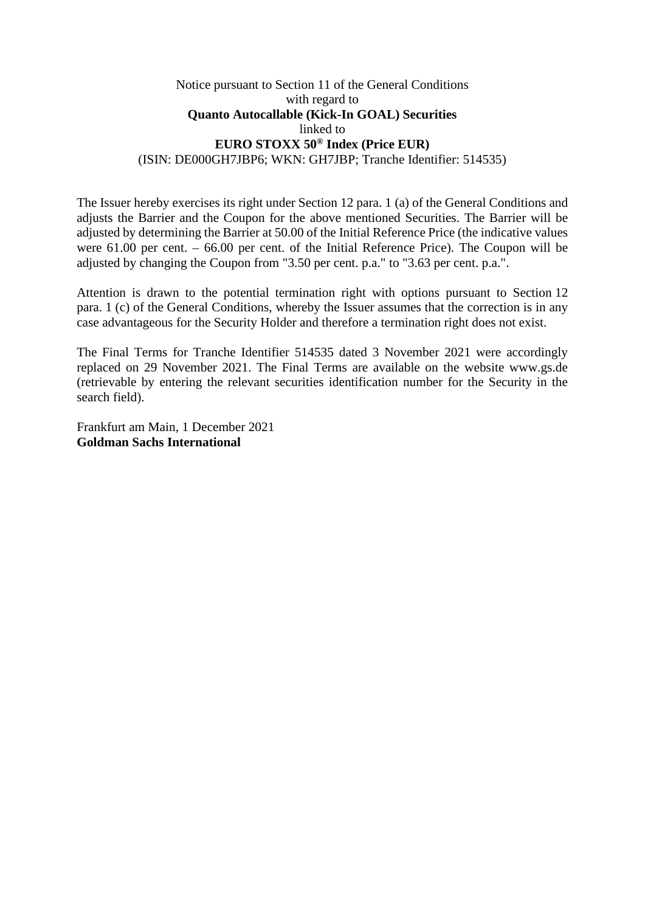Notice pursuant to Section 11 of the General Conditions
with regard to
**Quanto Autocallable (Kick-In GOAL) Securities**
linked to
**EURO STOXX 50® Index (Price EUR)**
(ISIN: DE000GH7JBP6; WKN: GH7JBP; Tranche Identifier: 514535)

The Issuer hereby exercises its right under Section 12 para. 1 (a) of the General Conditions and adjusts the Barrier and the Coupon for the above mentioned Securities. The Barrier will be adjusted by determining the Barrier at 50.00 of the Initial Reference Price (the indicative values were 61.00 per cent. – 66.00 per cent. of the Initial Reference Price). The Coupon will be adjusted by changing the Coupon from "3.50 per cent. p.a." to "3.63 per cent. p.a.".

Attention is drawn to the potential termination right with options pursuant to Section 12 para. 1 (c) of the General Conditions, whereby the Issuer assumes that the correction is in any case advantageous for the Security Holder and therefore a termination right does not exist.

The Final Terms for Tranche Identifier 514535 dated 3 November 2021 were accordingly replaced on 29 November 2021. The Final Terms are available on the website www.gs.de (retrievable by entering the relevant securities identification number for the Security in the search field).

Frankfurt am Main, 1 December 2021
**Goldman Sachs International**